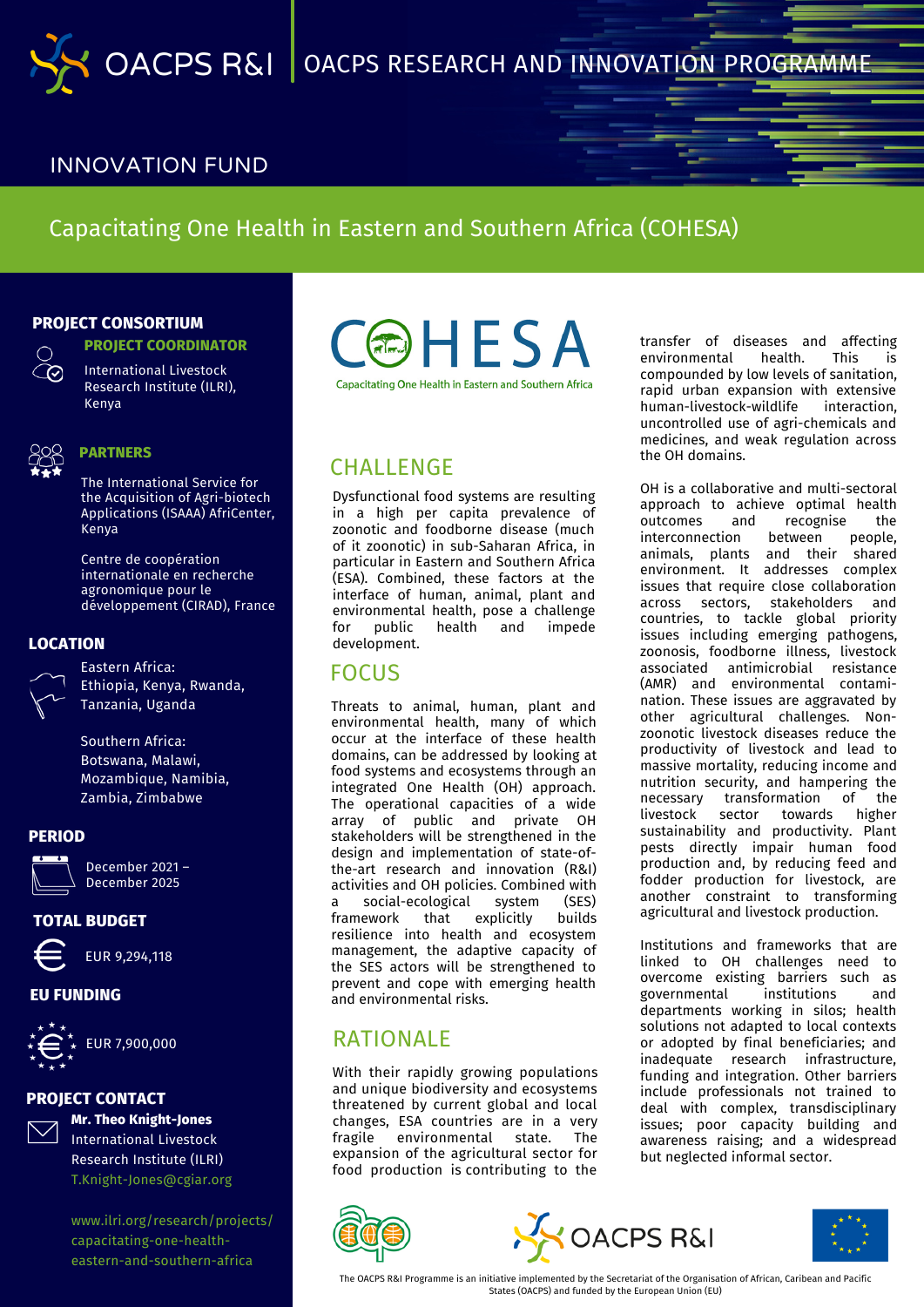# OACPS R&I — OACPS RESEARCH AND INNOVATION PROGRAMME

## INNOVATION FUND

## Capacitating One Health in Eastern and Southern Africa (COHESA)

### PROJECT CONSORTIUM

**PROJECT COORDINATOR**

International Livestock Research Institute (ILRI), Kenya

**PARTNERS**

The International Service for the Acquisition of Agri-biotech Applications (ISAAA) AfriCenter, Kenya

Centre de coopération internationale en recherche agronomique pour le développement (CIRAD), France

### LOCATION

Eastern Africa: Ethiopia, Kenya, Rwanda, Tanzania, Uganda

Southern Africa: Botswana, Malawi, Mozambique, Namibia, Zambia, Zimbabwe

### PERIOD

December 2021 – December 2025

### TOTAL BUDGET

EUR 9,294,118

### EU FUNDING

EUR 7,900,000

### PROJECT CONTACT

**Mr. Theo Knight-Jones**
International Livestock Research Institute (ILRI)
T.Knight-Jones@cgiar.org

www.ilri.org/research/projects/capacitating-one-health-eastern-and-southern-africa

COHESA — Capacitating One Health in Eastern and Southern Africa

## CHALLENGE

Dysfunctional food systems are resulting in a high per capita prevalence of zoonotic and foodborne disease (much of it zoonotic) in sub-Saharan Africa, in particular in Eastern and Southern Africa (ESA). Combined, these factors at the interface of human, animal, plant and environmental health, pose a challenge for public health and impede development.

## FOCUS

Threats to animal, human, plant and environmental health, many of which occur at the interface of these health domains, can be addressed by looking at food systems and ecosystems through an integrated One Health (OH) approach. The operational capacities of a wide array of public and private OH stakeholders will be strengthened in the design and implementation of state-of-the-art research and innovation (R&I) activities and OH policies. Combined with a social-ecological system (SES) framework that explicitly builds resilience into health and ecosystem management, the adaptive capacity of the SES actors will be strengthened to prevent and cope with emerging health and environmental risks.

## RATIONALE

With their rapidly growing populations and unique biodiversity and ecosystems threatened by current global and local changes, ESA countries are in a very fragile environmental state. The expansion of the agricultural sector for food production is contributing to the transfer of diseases and affecting environmental health. This is compounded by low levels of sanitation, rapid urban expansion with extensive human-livestock-wildlife interaction, uncontrolled use of agri-chemicals and medicines, and weak regulation across the OH domains.

OH is a collaborative and multi-sectoral approach to achieve optimal health outcomes and recognise the interconnection between people, animals, plants and their shared environment. It addresses complex issues that require close collaboration across sectors, stakeholders and countries, to tackle global priority issues including emerging pathogens, zoonosis, foodborne illness, livestock associated antimicrobial resistance (AMR) and environmental contamination. These issues are aggravated by other agricultural challenges. Non-zoonotic livestock diseases reduce the productivity of livestock and lead to massive mortality, reducing income and nutrition security, and hampering the necessary transformation of the livestock sector towards higher sustainability and productivity. Plant pests directly impair human food production and, by reducing feed and fodder production for livestock, are another constraint to transforming agricultural and livestock production.

Institutions and frameworks that are linked to OH challenges need to overcome existing barriers such as governmental institutions and departments working in silos; health solutions not adapted to local contexts or adopted by final beneficiaries; and inadequate research infrastructure, funding and integration. Other barriers include professionals not trained to deal with complex, transdisciplinary issues; poor capacity building and awareness raising; and a widespread but neglected informal sector.

The OACPS R&I Programme is an initiative implemented by the Secretariat of the Organisation of African, Caribean and Pacific States (OACPS) and funded by the European Union (EU)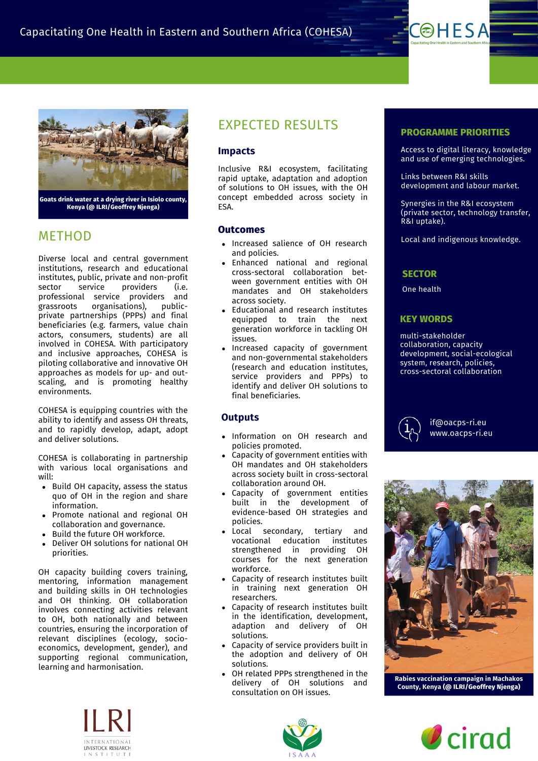# Capacitating One Health in Eastern and Southern Africa (COHESA)

Goats drink water at a drying river in Isiolo county, Kenya (@ ILRI/Geoffrey Njenga)

## METHOD

Diverse local and central government institutions, research and educational institutes, public, private and non-profit sector service providers (i.e. professional service providers and grassroots organisations), public-private partnerships (PPPs) and final beneficiaries (e.g. farmers, value chain actors, consumers, students) are all involved in COHESA. With participatory and inclusive approaches, COHESA is piloting collaborative and innovative OH approaches as models for up- and out-scaling, and is promoting healthy environments.

COHESA is equipping countries with the ability to identify and assess OH threats, and to rapidly develop, adapt, adopt and deliver solutions.

COHESA is collaborating in partnership with various local organisations and will:

- Build OH capacity, assess the status quo of OH in the region and share information.
- Promote national and regional OH collaboration and governance.
- Build the future OH workforce.
- Deliver OH solutions for national OH priorities.

OH capacity building covers training, mentoring, information management and building skills in OH technologies and OH thinking. OH collaboration involves connecting activities relevant to OH, both nationally and between countries, ensuring the incorporation of relevant disciplines (ecology, socio-economics, development, gender), and supporting regional communication, learning and harmonisation.

## EXPECTED RESULTS

### Impacts

Inclusive R&I ecosystem, facilitating rapid uptake, adaptation and adoption of solutions to OH issues, with the OH concept embedded across society in ESA.

### Outcomes

- Increased salience of OH research and policies.
- Enhanced national and regional cross-sectoral collaboration between government entities with OH mandates and OH stakeholders across society.
- Educational and research institutes equipped to train the next generation workforce in tackling OH issues.
- Increased capacity of government and non-governmental stakeholders (research and education institutes, service providers and PPPs) to identify and deliver OH solutions to final beneficiaries.

### Outputs

- Information on OH research and policies promoted.
- Capacity of government entities with OH mandates and OH stakeholders across society built in cross-sectoral collaboration around OH.
- Capacity of government entities built in the development of evidence-based OH strategies and policies.
- Local secondary, tertiary and vocational education institutes strengthened in providing OH courses for the next generation workforce.
- Capacity of research institutes built in training next generation OH researchers.
- Capacity of research institutes built in the identification, development, adaption and delivery of OH solutions.
- Capacity of service providers built in the adoption and delivery of OH solutions.
- OH related PPPs strengthened in the delivery of OH solutions and consultation on OH issues.

## PROGRAMME PRIORITIES

Access to digital literacy, knowledge and use of emerging technologies.

Links between R&I skills development and labour market.

Synergies in the R&I ecosystem (private sector, technology transfer, R&I uptake).

Local and indigenous knowledge.

## SECTOR

One health

## KEY WORDS

multi-stakeholder collaboration, capacity development, social-ecological system, research, policies, cross-sectoral collaboration

if@oacps-ri.eu
www.oacps-ri.eu

Rabies vaccination campaign in Machakos County, Kenya (@ ILRI/Geoffrey Njenga)

ILRI INTERNATIONAL LIVESTOCK RESEARCH INSTITUTE

ISAAA

cirad